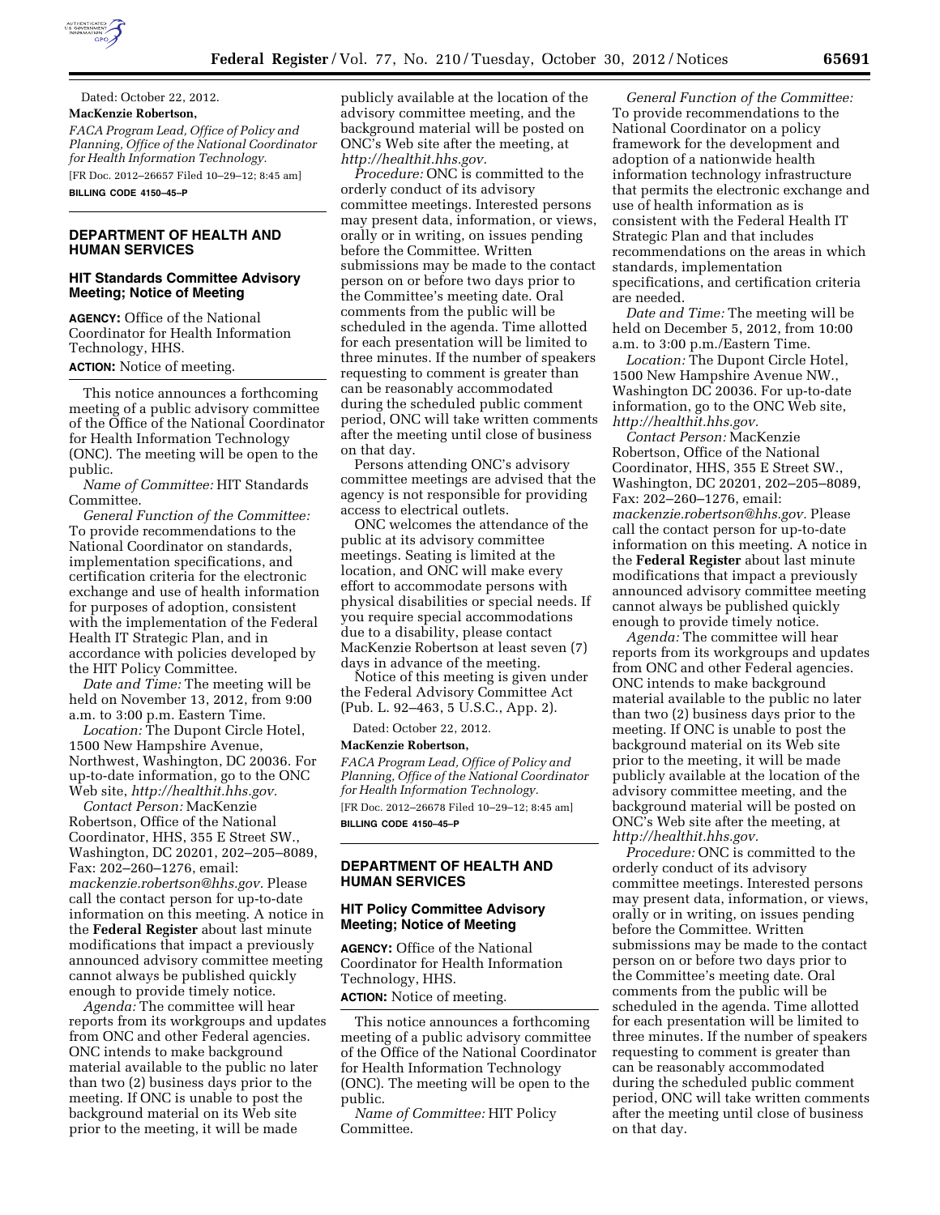Dated: October 22, 2012.

**MacKenzie Robertson,**

*FACA Program Lead, Office of Policy and Planning, Office of the National Coordinator for Health Information Technology.*

[FR Doc. 2012–26657 Filed 10–29–12; 8:45 am]

**BILLING CODE 4150–45–P**

## DEPARTMENT OF HEALTH AND HUMAN SERVICES

### HIT Standards Committee Advisory Meeting; Notice of Meeting

**AGENCY:** Office of the National Coordinator for Health Information Technology, HHS.

**ACTION:** Notice of meeting.

This notice announces a forthcoming meeting of a public advisory committee of the Office of the National Coordinator for Health Information Technology (ONC). The meeting will be open to the public.

*Name of Committee:* HIT Standards Committee.

*General Function of the Committee:* To provide recommendations to the National Coordinator on standards, implementation specifications, and certification criteria for the electronic exchange and use of health information for purposes of adoption, consistent with the implementation of the Federal Health IT Strategic Plan, and in accordance with policies developed by the HIT Policy Committee.

*Date and Time:* The meeting will be held on November 13, 2012, from 9:00 a.m. to 3:00 p.m. Eastern Time.

*Location:* The Dupont Circle Hotel, 1500 New Hampshire Avenue, Northwest, Washington, DC 20036. For up-to-date information, go to the ONC Web site, *http://healthit.hhs.gov.*

*Contact Person:* MacKenzie Robertson, Office of the National Coordinator, HHS, 355 E Street SW., Washington, DC 20201, 202–205–8089, Fax: 202–260–1276, email: *mackenzie.robertson@hhs.gov.* Please call the contact person for up-to-date information on this meeting. A notice in the **Federal Register** about last minute modifications that impact a previously announced advisory committee meeting cannot always be published quickly enough to provide timely notice.

*Agenda:* The committee will hear reports from its workgroups and updates from ONC and other Federal agencies. ONC intends to make background material available to the public no later than two (2) business days prior to the meeting. If ONC is unable to post the background material on its Web site prior to the meeting, it will be made publicly available at the location of the advisory committee meeting, and the background material will be posted on ONC's Web site after the meeting, at *http://healthit.hhs.gov.*

*Procedure:* ONC is committed to the orderly conduct of its advisory committee meetings. Interested persons may present data, information, or views, orally or in writing, on issues pending before the Committee. Written submissions may be made to the contact person on or before two days prior to the Committee's meeting date. Oral comments from the public will be scheduled in the agenda. Time allotted for each presentation will be limited to three minutes. If the number of speakers requesting to comment is greater than can be reasonably accommodated during the scheduled public comment period, ONC will take written comments after the meeting until close of business on that day.

Persons attending ONC's advisory committee meetings are advised that the agency is not responsible for providing access to electrical outlets.

ONC welcomes the attendance of the public at its advisory committee meetings. Seating is limited at the location, and ONC will make every effort to accommodate persons with physical disabilities or special needs. If you require special accommodations due to a disability, please contact MacKenzie Robertson at least seven (7) days in advance of the meeting.

Notice of this meeting is given under the Federal Advisory Committee Act (Pub. L. 92–463, 5 U.S.C., App. 2).

Dated: October 22, 2012.

**MacKenzie Robertson,**

*FACA Program Lead, Office of Policy and Planning, Office of the National Coordinator for Health Information Technology.*

[FR Doc. 2012–26678 Filed 10–29–12; 8:45 am]

**BILLING CODE 4150–45–P**

## DEPARTMENT OF HEALTH AND HUMAN SERVICES

### HIT Policy Committee Advisory Meeting; Notice of Meeting

**AGENCY:** Office of the National Coordinator for Health Information Technology, HHS.

**ACTION:** Notice of meeting.

This notice announces a forthcoming meeting of a public advisory committee of the Office of the National Coordinator for Health Information Technology (ONC). The meeting will be open to the public.

*Name of Committee:* HIT Policy Committee.

*General Function of the Committee:* To provide recommendations to the National Coordinator on a policy framework for the development and adoption of a nationwide health information technology infrastructure that permits the electronic exchange and use of health information as is consistent with the Federal Health IT Strategic Plan and that includes recommendations on the areas in which standards, implementation specifications, and certification criteria are needed.

*Date and Time:* The meeting will be held on December 5, 2012, from 10:00 a.m. to 3:00 p.m./Eastern Time.

*Location:* The Dupont Circle Hotel, 1500 New Hampshire Avenue NW., Washington DC 20036. For up-to-date information, go to the ONC Web site, *http://healthit.hhs.gov.*

*Contact Person:* MacKenzie Robertson, Office of the National Coordinator, HHS, 355 E Street SW., Washington, DC 20201, 202–205–8089, Fax: 202–260–1276, email: *mackenzie.robertson@hhs.gov.* Please call the contact person for up-to-date information on this meeting. A notice in the **Federal Register** about last minute modifications that impact a previously announced advisory committee meeting cannot always be published quickly enough to provide timely notice.

*Agenda:* The committee will hear reports from its workgroups and updates from ONC and other Federal agencies. ONC intends to make background material available to the public no later than two (2) business days prior to the meeting. If ONC is unable to post the background material on its Web site prior to the meeting, it will be made publicly available at the location of the advisory committee meeting, and the background material will be posted on ONC's Web site after the meeting, at *http://healthit.hhs.gov.*

*Procedure:* ONC is committed to the orderly conduct of its advisory committee meetings. Interested persons may present data, information, or views, orally or in writing, on issues pending before the Committee. Written submissions may be made to the contact person on or before two days prior to the Committee's meeting date. Oral comments from the public will be scheduled in the agenda. Time allotted for each presentation will be limited to three minutes. If the number of speakers requesting to comment is greater than can be reasonably accommodated during the scheduled public comment period, ONC will take written comments after the meeting until close of business on that day.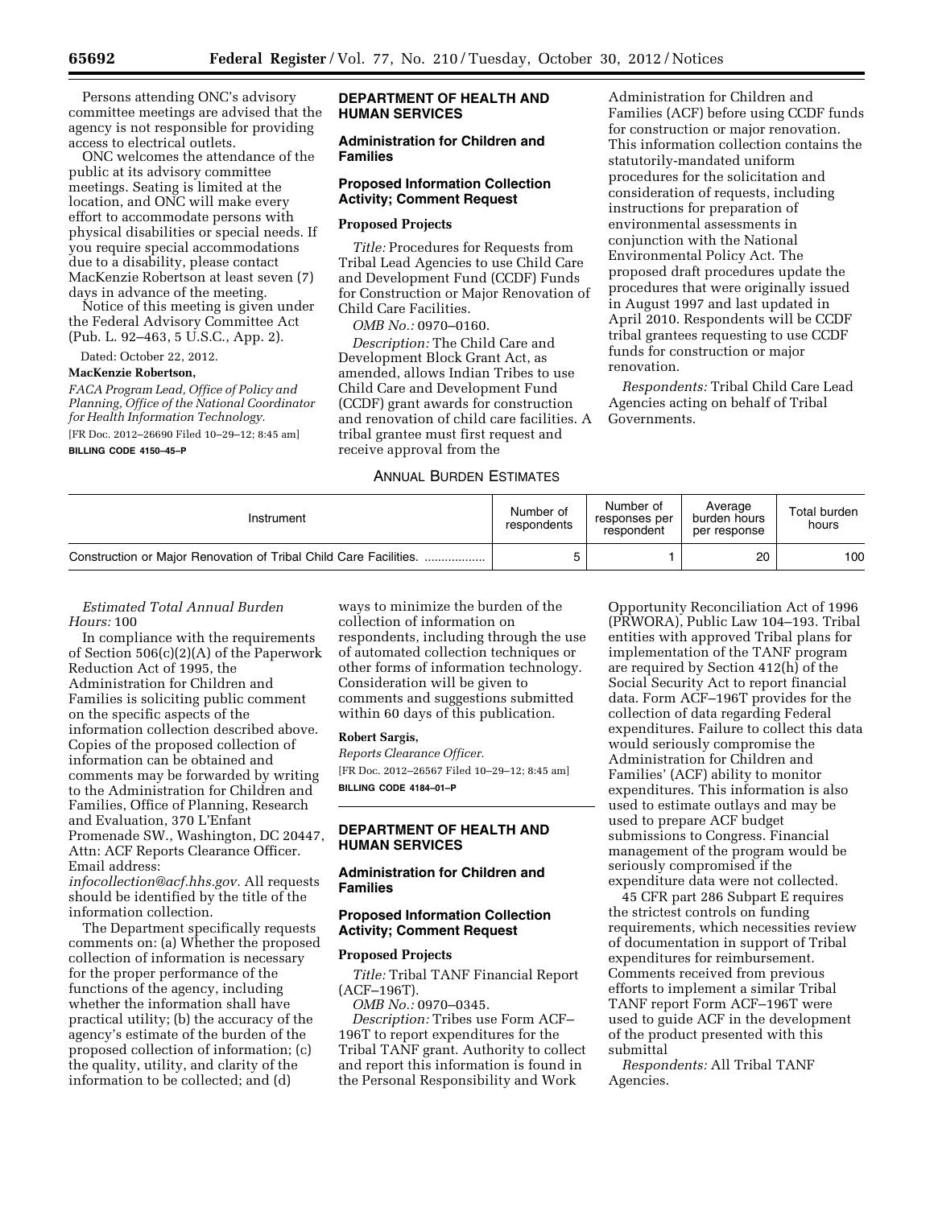Persons attending ONC's advisory committee meetings are advised that the agency is not responsible for providing access to electrical outlets.

ONC welcomes the attendance of the public at its advisory committee meetings. Seating is limited at the location, and ONC will make every effort to accommodate persons with physical disabilities or special needs. If you require special accommodations due to a disability, please contact MacKenzie Robertson at least seven (7) days in advance of the meeting.

Notice of this meeting is given under the Federal Advisory Committee Act (Pub. L. 92–463, 5 U.S.C., App. 2).

Dated: October 22, 2012.

**MacKenzie Robertson,**

*FACA Program Lead, Office of Policy and Planning, Office of the National Coordinator for Health Information Technology.*

[FR Doc. 2012–26690 Filed 10–29–12; 8:45 am]

**BILLING CODE 4150–45–P**

## DEPARTMENT OF HEALTH AND HUMAN SERVICES

### Administration for Children and Families

### Proposed Information Collection Activity; Comment Request

#### Proposed Projects

*Title:* Procedures for Requests from Tribal Lead Agencies to use Child Care and Development Fund (CCDF) Funds for Construction or Major Renovation of Child Care Facilities.

*OMB No.:* 0970–0160.

*Description:* The Child Care and Development Block Grant Act, as amended, allows Indian Tribes to use Child Care and Development Fund (CCDF) grant awards for construction and renovation of child care facilities. A tribal grantee must first request and receive approval from the Administration for Children and Families (ACF) before using CCDF funds for construction or major renovation. This information collection contains the statutorily-mandated uniform procedures for the solicitation and consideration of requests, including instructions for preparation of environmental assessments in conjunction with the National Environmental Policy Act. The proposed draft procedures update the procedures that were originally issued in August 1997 and last updated in April 2010. Respondents will be CCDF tribal grantees requesting to use CCDF funds for construction or major renovation.

*Respondents:* Tribal Child Care Lead Agencies acting on behalf of Tribal Governments.

ANNUAL BURDEN ESTIMATES

| Instrument | Number of respondents | Number of responses per respondent | Average burden hours per response | Total burden hours |
|---|---|---|---|---|
| Construction or Major Renovation of Tribal Child Care Facilities. .................. | 5 | 1 | 20 | 100 |

*Estimated Total Annual Burden Hours:* 100

In compliance with the requirements of Section 506(c)(2)(A) of the Paperwork Reduction Act of 1995, the Administration for Children and Families is soliciting public comment on the specific aspects of the information collection described above. Copies of the proposed collection of information can be obtained and comments may be forwarded by writing to the Administration for Children and Families, Office of Planning, Research and Evaluation, 370 L'Enfant Promenade SW., Washington, DC 20447, Attn: ACF Reports Clearance Officer. Email address: *infocollection@acf.hhs.gov.* All requests should be identified by the title of the information collection.

The Department specifically requests comments on: (a) Whether the proposed collection of information is necessary for the proper performance of the functions of the agency, including whether the information shall have practical utility; (b) the accuracy of the agency's estimate of the burden of the proposed collection of information; (c) the quality, utility, and clarity of the information to be collected; and (d) ways to minimize the burden of the collection of information on respondents, including through the use of automated collection techniques or other forms of information technology. Consideration will be given to comments and suggestions submitted within 60 days of this publication.

**Robert Sargis,**

*Reports Clearance Officer.*

[FR Doc. 2012–26567 Filed 10–29–12; 8:45 am]

**BILLING CODE 4184–01–P**

## DEPARTMENT OF HEALTH AND HUMAN SERVICES

### Administration for Children and Families

### Proposed Information Collection Activity; Comment Request

#### Proposed Projects

*Title:* Tribal TANF Financial Report (ACF–196T).

*OMB No.:* 0970–0345.

*Description:* Tribes use Form ACF–196T to report expenditures for the Tribal TANF grant. Authority to collect and report this information is found in the Personal Responsibility and Work Opportunity Reconciliation Act of 1996 (PRWORA), Public Law 104–193. Tribal entities with approved Tribal plans for implementation of the TANF program are required by Section 412(h) of the Social Security Act to report financial data. Form ACF–196T provides for the collection of data regarding Federal expenditures. Failure to collect this data would seriously compromise the Administration for Children and Families' (ACF) ability to monitor expenditures. This information is also used to estimate outlays and may be used to prepare ACF budget submissions to Congress. Financial management of the program would be seriously compromised if the expenditure data were not collected.

45 CFR part 286 Subpart E requires the strictest controls on funding requirements, which necessities review of documentation in support of Tribal expenditures for reimbursement. Comments received from previous efforts to implement a similar Tribal TANF report Form ACF–196T were used to guide ACF in the development of the product presented with this submittal

*Respondents:* All Tribal TANF Agencies.